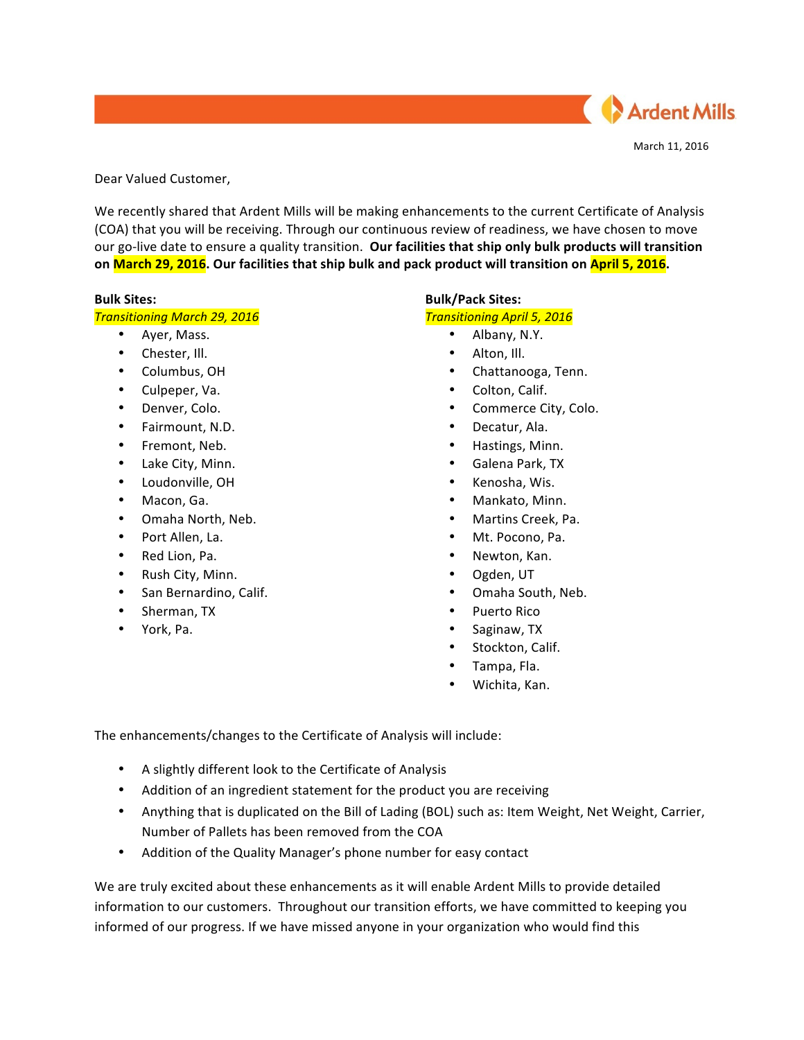Ardent Mills

March 11, 2016

Dear Valued Customer,

We recently shared that Ardent Mills will be making enhancements to the current Certificate of Analysis (COA) that you will be receiving. Through our continuous review of readiness, we have chosen to move our go-live date to ensure a quality transition. **Our facilities that ship only bulk products will transition on March 29, 2016. Our facilities that ship bulk and pack product will transition on April 5, 2016.**

**Bulk Sites:**
*Transitioning March 29, 2016*

- Ayer, Mass.
- Chester, Ill.
- Columbus, OH
- Culpeper, Va.
- Denver, Colo.
- Fairmount, N.D.
- Fremont, Neb.
- Lake City, Minn.
- Loudonville, OH
- Macon, Ga.
- Omaha North, Neb.
- Port Allen, La.
- Red Lion, Pa.
- Rush City, Minn.
- San Bernardino, Calif.
- Sherman, TX
- York, Pa.

**Bulk/Pack Sites:**
*Transitioning April 5, 2016*

- Albany, N.Y.
- Alton, Ill.
- Chattanooga, Tenn.
- Colton, Calif.
- Commerce City, Colo.
- Decatur, Ala.
- Hastings, Minn.
- Galena Park, TX
- Kenosha, Wis.
- Mankato, Minn.
- Martins Creek, Pa.
- Mt. Pocono, Pa.
- Newton, Kan.
- Ogden, UT
- Omaha South, Neb.
- Puerto Rico
- Saginaw, TX
- Stockton, Calif.
- Tampa, Fla.
- Wichita, Kan.

The enhancements/changes to the Certificate of Analysis will include:

- A slightly different look to the Certificate of Analysis
- Addition of an ingredient statement for the product you are receiving
- Anything that is duplicated on the Bill of Lading (BOL) such as: Item Weight, Net Weight, Carrier, Number of Pallets has been removed from the COA
- Addition of the Quality Manager's phone number for easy contact

We are truly excited about these enhancements as it will enable Ardent Mills to provide detailed information to our customers. Throughout our transition efforts, we have committed to keeping you informed of our progress. If we have missed anyone in your organization who would find this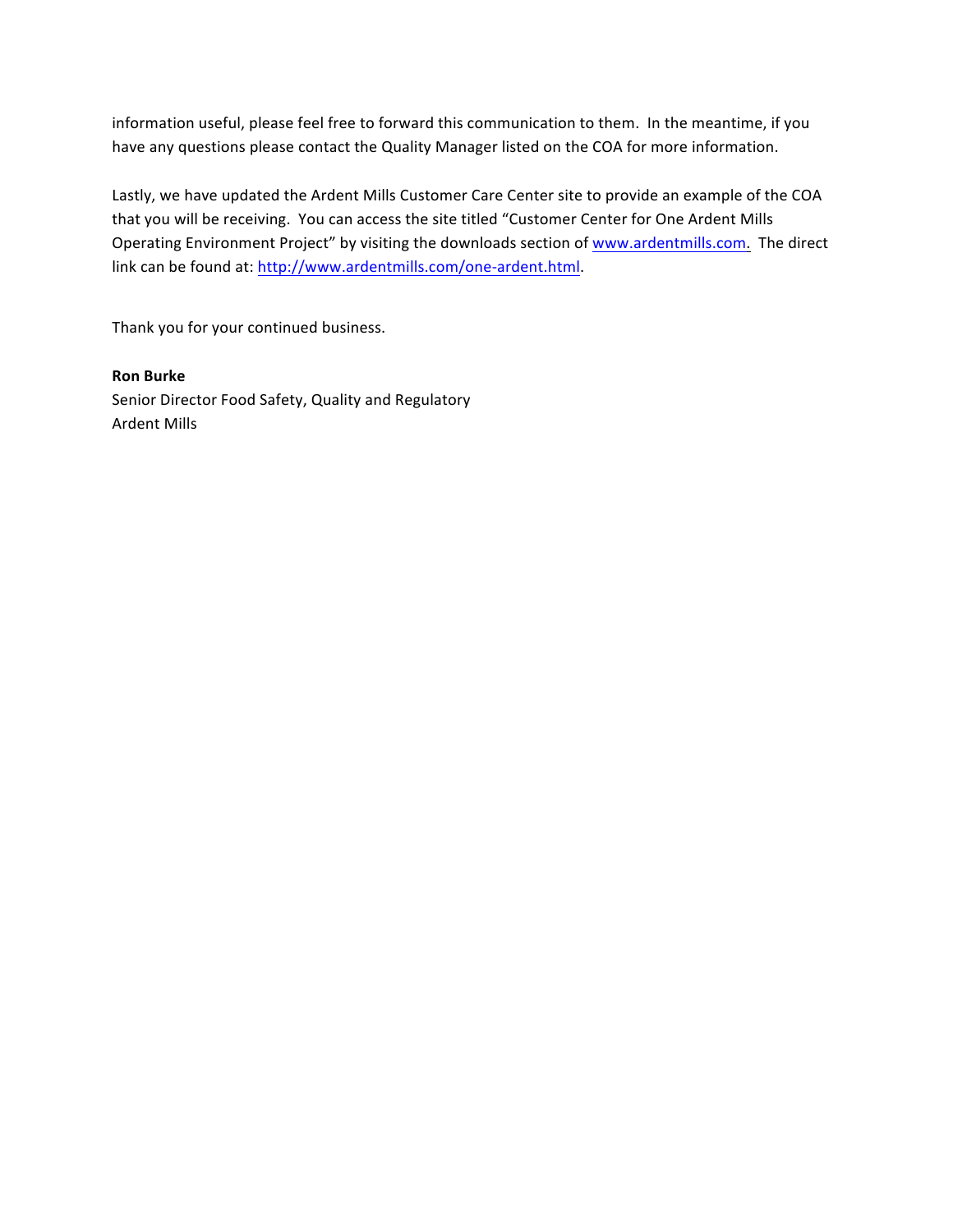information useful, please feel free to forward this communication to them. In the meantime, if you have any questions please contact the Quality Manager listed on the COA for more information.

Lastly, we have updated the Ardent Mills Customer Care Center site to provide an example of the COA that you will be receiving. You can access the site titled "Customer Center for One Ardent Mills Operating Environment Project" by visiting the downloads section of www.ardentmills.com. The direct link can be found at: http://www.ardentmills.com/one-ardent.html.

Thank you for your continued business.

**Ron Burke**
Senior Director Food Safety, Quality and Regulatory
Ardent Mills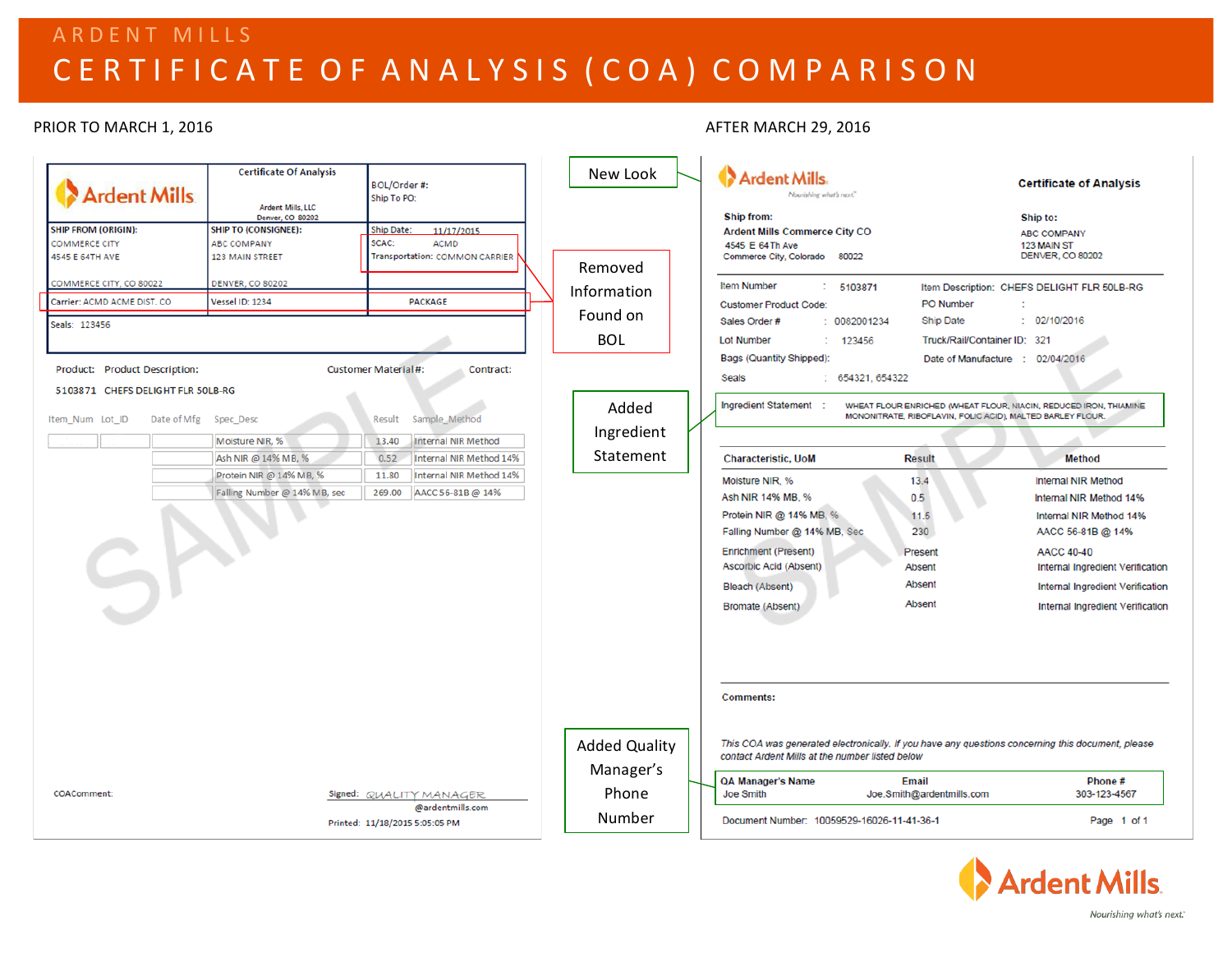# ARDENT MILLS

# CERTIFICATE OF ANALYSIS (COA) COMPARISON

## PRIOR TO MARCH 1, 2016

**Ardent Mills** | **Certificate Of Analysis**

Ardent Mills, LLC
Denver, CO 80202

BOL/Order #:
Ship To PO:

| SHIP FROM (ORIGIN): | SHIP TO (CONSIGNEE): | |
|---|---|---|
| COMMERCE CITY | ABC COMPANY | Ship Date: 11/17/2015 |
| 4545 E 64TH AVE | 123 MAIN STREET | SCAC: ACMD |
| | | Transportation: COMMON CARRIER |
| COMMERCE CITY, CO 80022 | DENVER, CO 80202 | |
| Carrier: ACMD ACME DIST. CO | Vessel ID: 1234 | PACKAGE |

Seals: 123456

Product: Product Description: Customer Material #: Contract:

5103871 CHEFS DELIGHT FLR 50LB-RG

| Item_Num | Lot_ID | Date of Mfg | Spec_Desc | Result | Sample_Method |
|---|---|---|---|---|---|
| | | | Moisture NIR, % | 13.40 | Internal NIR Method |
| | | | Ash NIR @ 14% MB, % | 0.52 | Internal NIR Method 14% |
| | | | Protein NIR @ 14% MB, % | 11.80 | Internal NIR Method 14% |
| | | | Falling Number @ 14% MB, sec | 269.00 | AACC 56-81B @ 14% |

COAComment:

Signed: QUALITY MANAGER
@ardentmills.com

Printed: 11/18/2015 5:05:05 PM

SAMPLE

**Removed Information Found on BOL**

## AFTER MARCH 29, 2016

**New Look**

**Ardent Mills** *Nourishing what's next*

**Certificate of Analysis**

**Ship from:**
**Ardent Mills Commerce City CO**
4545 E 64Th Ave
Commerce City, Colorado 80022

**Ship to:**
ABC COMPANY
123 MAIN ST
DENVER, CO 80202

Item Number : 5103871 | Item Description: CHEFS DELIGHT FLR 50LB-RG
Customer Product Code: | PO Number :
Sales Order # : 0082001234 | Ship Date : 02/10/2016
Lot Number : 123456 | Truck/Rail/Container ID: 321
Bags (Quantity Shipped): | Date of Manufacture : 02/04/2016
Seals : 654321, 654322

Ingredient Statement : WHEAT FLOUR ENRICHED (WHEAT FLOUR, NIACIN, REDUCED IRON, THIAMINE MONONITRATE, RIBOFLAVIN, FOLIC ACID), MALTED BARLEY FLOUR.

**Added Ingredient Statement**

| Characteristic, UoM | Result | Method |
|---|---|---|
| Moisture NIR, % | 13.4 | Internal NIR Method |
| Ash NIR 14% MB, % | 0.5 | Internal NIR Method 14% |
| Protein NIR @ 14% MB, % | 11.5 | Internal NIR Method 14% |
| Falling Number @ 14% MB, Sec | 230 | AACC 56-81B @ 14% |
| Enrichment (Present) | Present | AACC 40-40 |
| Ascorbic Acid (Absent) | Absent | Internal Ingredient Verification |
| Bleach (Absent) | Absent | Internal Ingredient Verification |
| Bromate (Absent) | Absent | Internal Ingredient Verification |

**Comments:**

*This COA was generated electronically. If you have any questions concerning this document, please contact Ardent Mills at the number listed below*

| QA Manager's Name | Email | Phone # |
|---|---|---|
| Joe Smith | Joe.Smith@ardentmills.com | 303-123-4567 |

Document Number: 10059529-16026-11-41-36-1 Page 1 of 1

SAMPLE

**Added Quality Manager's Phone Number**

Ardent Mills
*Nourishing what's next.*